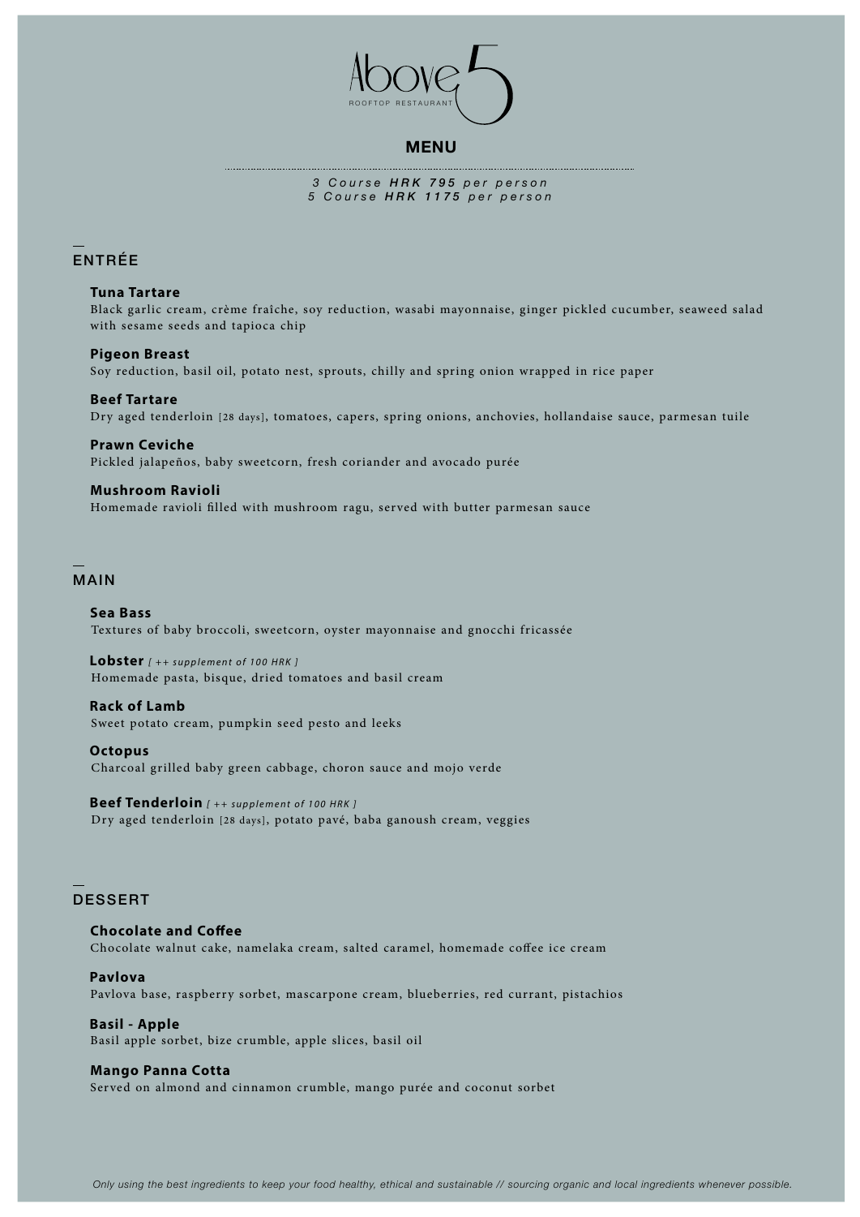# Above 5

ROOFTOP RESTAURANT

## MENU

*3 Course **HRK 795** per person*
*5 Course **HRK 1175** per person*

## ENTRÉE

**Tuna Tartare**
Black garlic cream, crème fraîche, soy reduction, wasabi mayonnaise, ginger pickled cucumber, seaweed salad with sesame seeds and tapioca chip

**Pigeon Breast**
Soy reduction, basil oil, potato nest, sprouts, chilly and spring onion wrapped in rice paper

**Beef Tartare**
Dry aged tenderloin [28 days], tomatoes, capers, spring onions, anchovies, hollandaise sauce, parmesan tuile

**Prawn Ceviche**
Pickled jalapeños, baby sweetcorn, fresh coriander and avocado purée

**Mushroom Ravioli**
Homemade ravioli filled with mushroom ragu, served with butter parmesan sauce

## MAIN

**Sea Bass**
Textures of baby broccoli, sweetcorn, oyster mayonnaise and gnocchi fricassée

**Lobster** *[ ++ supplement of 100 HRK ]*
Homemade pasta, bisque, dried tomatoes and basil cream

**Rack of Lamb**
Sweet potato cream, pumpkin seed pesto and leeks

**Octopus**
Charcoal grilled baby green cabbage, choron sauce and mojo verde

**Beef Tenderloin** *[ ++ supplement of 100 HRK ]*
Dry aged tenderloin [28 days], potato pavé, baba ganoush cream, veggies

## DESSERT

**Chocolate and Coffee**
Chocolate walnut cake, namelaka cream, salted caramel, homemade coffee ice cream

**Pavlova**
Pavlova base, raspberry sorbet, mascarpone cream, blueberries, red currant, pistachios

**Basil - Apple**
Basil apple sorbet, bize crumble, apple slices, basil oil

**Mango Panna Cotta**
Served on almond and cinnamon crumble, mango purée and coconut sorbet

*Only using the best ingredients to keep your food healthy, ethical and sustainable // sourcing organic and local ingredients whenever possible.*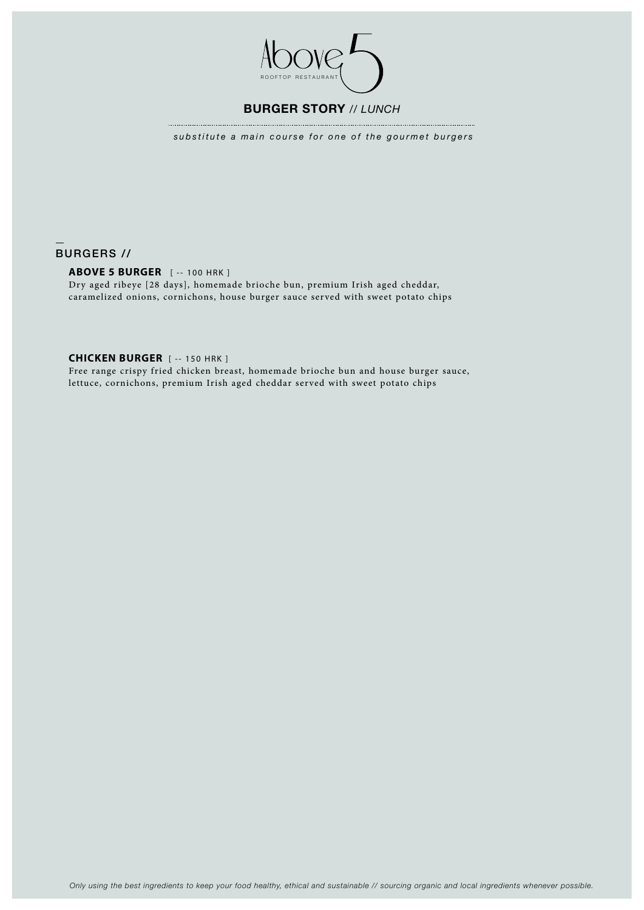# Above 5

ROOFTOP RESTAURANT

## BURGER STORY // *LUNCH*

*substitute a main course for one of the gourmet burgers*

## BURGERS //

**ABOVE 5 BURGER** [ -- 100 HRK ]

Dry aged ribeye [28 days], homemade brioche bun, premium Irish aged cheddar, caramelized onions, cornichons, house burger sauce served with sweet potato chips

**CHICKEN BURGER** [ -- 150 HRK ]

Free range crispy fried chicken breast, homemade brioche bun and house burger sauce, lettuce, cornichons, premium Irish aged cheddar served with sweet potato chips

*Only using the best ingredients to keep your food healthy, ethical and sustainable // sourcing organic and local ingredients whenever possible.*